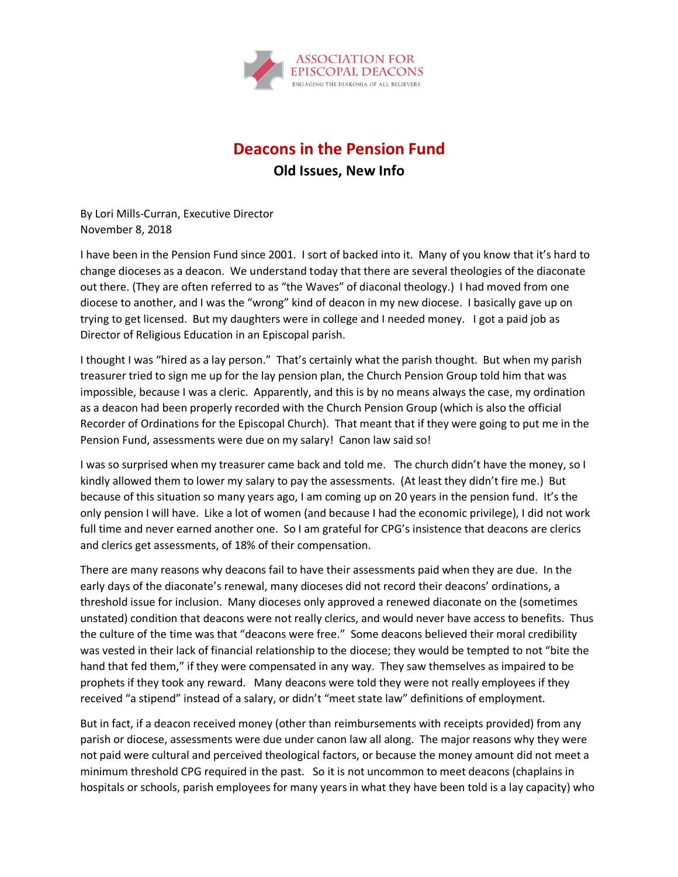ASSOCIATION FOR EPISCOPAL DEACONS
ENGAGING THE DIAKONIA OF ALL BELIEVERS

# Deacons in the Pension Fund

## Old Issues, New Info

By Lori Mills-Curran, Executive Director
November 8, 2018

I have been in the Pension Fund since 2001. I sort of backed into it. Many of you know that it's hard to change dioceses as a deacon. We understand today that there are several theologies of the diaconate out there. (They are often referred to as "the Waves" of diaconal theology.) I had moved from one diocese to another, and I was the "wrong" kind of deacon in my new diocese. I basically gave up on trying to get licensed. But my daughters were in college and I needed money. I got a paid job as Director of Religious Education in an Episcopal parish.

I thought I was "hired as a lay person." That's certainly what the parish thought. But when my parish treasurer tried to sign me up for the lay pension plan, the Church Pension Group told him that was impossible, because I was a cleric. Apparently, and this is by no means always the case, my ordination as a deacon had been properly recorded with the Church Pension Group (which is also the official Recorder of Ordinations for the Episcopal Church). That meant that if they were going to put me in the Pension Fund, assessments were due on my salary! Canon law said so!

I was so surprised when my treasurer came back and told me. The church didn't have the money, so I kindly allowed them to lower my salary to pay the assessments. (At least they didn't fire me.) But because of this situation so many years ago, I am coming up on 20 years in the pension fund. It's the only pension I will have. Like a lot of women (and because I had the economic privilege), I did not work full time and never earned another one. So I am grateful for CPG's insistence that deacons are clerics and clerics get assessments, of 18% of their compensation.

There are many reasons why deacons fail to have their assessments paid when they are due. In the early days of the diaconate's renewal, many dioceses did not record their deacons' ordinations, a threshold issue for inclusion. Many dioceses only approved a renewed diaconate on the (sometimes unstated) condition that deacons were not really clerics, and would never have access to benefits. Thus the culture of the time was that "deacons were free." Some deacons believed their moral credibility was vested in their lack of financial relationship to the diocese; they would be tempted to not "bite the hand that fed them," if they were compensated in any way. They saw themselves as impaired to be prophets if they took any reward. Many deacons were told they were not really employees if they received "a stipend" instead of a salary, or didn't "meet state law" definitions of employment.

But in fact, if a deacon received money (other than reimbursements with receipts provided) from any parish or diocese, assessments were due under canon law all along. The major reasons why they were not paid were cultural and perceived theological factors, or because the money amount did not meet a minimum threshold CPG required in the past. So it is not uncommon to meet deacons (chaplains in hospitals or schools, parish employees for many years in what they have been told is a lay capacity) who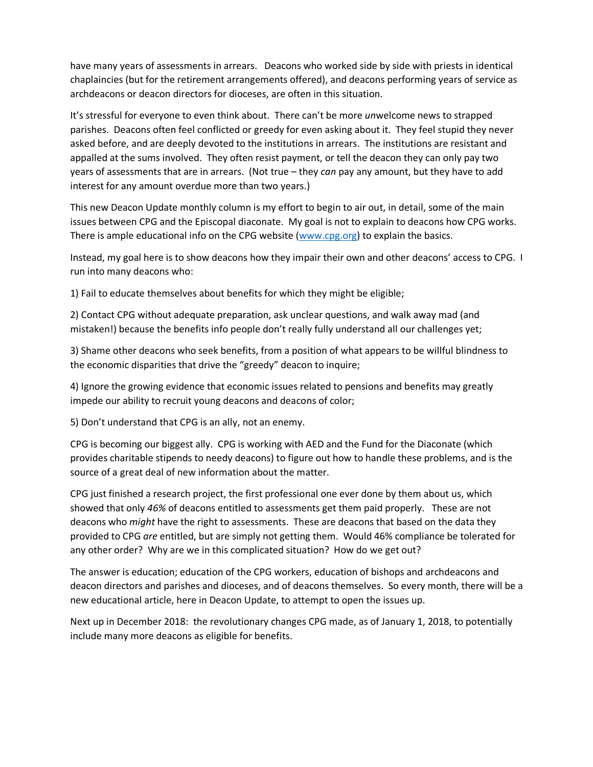have many years of assessments in arrears. Deacons who worked side by side with priests in identical chaplaincies (but for the retirement arrangements offered), and deacons performing years of service as archdeacons or deacon directors for dioceses, are often in this situation.

It's stressful for everyone to even think about. There can't be more *un*welcome news to strapped parishes. Deacons often feel conflicted or greedy for even asking about it. They feel stupid they never asked before, and are deeply devoted to the institutions in arrears. The institutions are resistant and appalled at the sums involved. They often resist payment, or tell the deacon they can only pay two years of assessments that are in arrears. (Not true – they *can* pay any amount, but they have to add interest for any amount overdue more than two years.)

This new Deacon Update monthly column is my effort to begin to air out, in detail, some of the main issues between CPG and the Episcopal diaconate. My goal is not to explain to deacons how CPG works. There is ample educational info on the CPG website (www.cpg.org) to explain the basics.

Instead, my goal here is to show deacons how they impair their own and other deacons' access to CPG. I run into many deacons who:

1) Fail to educate themselves about benefits for which they might be eligible;

2) Contact CPG without adequate preparation, ask unclear questions, and walk away mad (and mistaken!) because the benefits info people don't really fully understand all our challenges yet;

3) Shame other deacons who seek benefits, from a position of what appears to be willful blindness to the economic disparities that drive the "greedy" deacon to inquire;

4) Ignore the growing evidence that economic issues related to pensions and benefits may greatly impede our ability to recruit young deacons and deacons of color;

5) Don't understand that CPG is an ally, not an enemy.

CPG is becoming our biggest ally. CPG is working with AED and the Fund for the Diaconate (which provides charitable stipends to needy deacons) to figure out how to handle these problems, and is the source of a great deal of new information about the matter.

CPG just finished a research project, the first professional one ever done by them about us, which showed that only *46%* of deacons entitled to assessments get them paid properly. These are not deacons who *might* have the right to assessments. These are deacons that based on the data they provided to CPG *are* entitled, but are simply not getting them. Would 46% compliance be tolerated for any other order? Why are we in this complicated situation? How do we get out?

The answer is education; education of the CPG workers, education of bishops and archdeacons and deacon directors and parishes and dioceses, and of deacons themselves. So every month, there will be a new educational article, here in Deacon Update, to attempt to open the issues up.

Next up in December 2018: the revolutionary changes CPG made, as of January 1, 2018, to potentially include many more deacons as eligible for benefits.